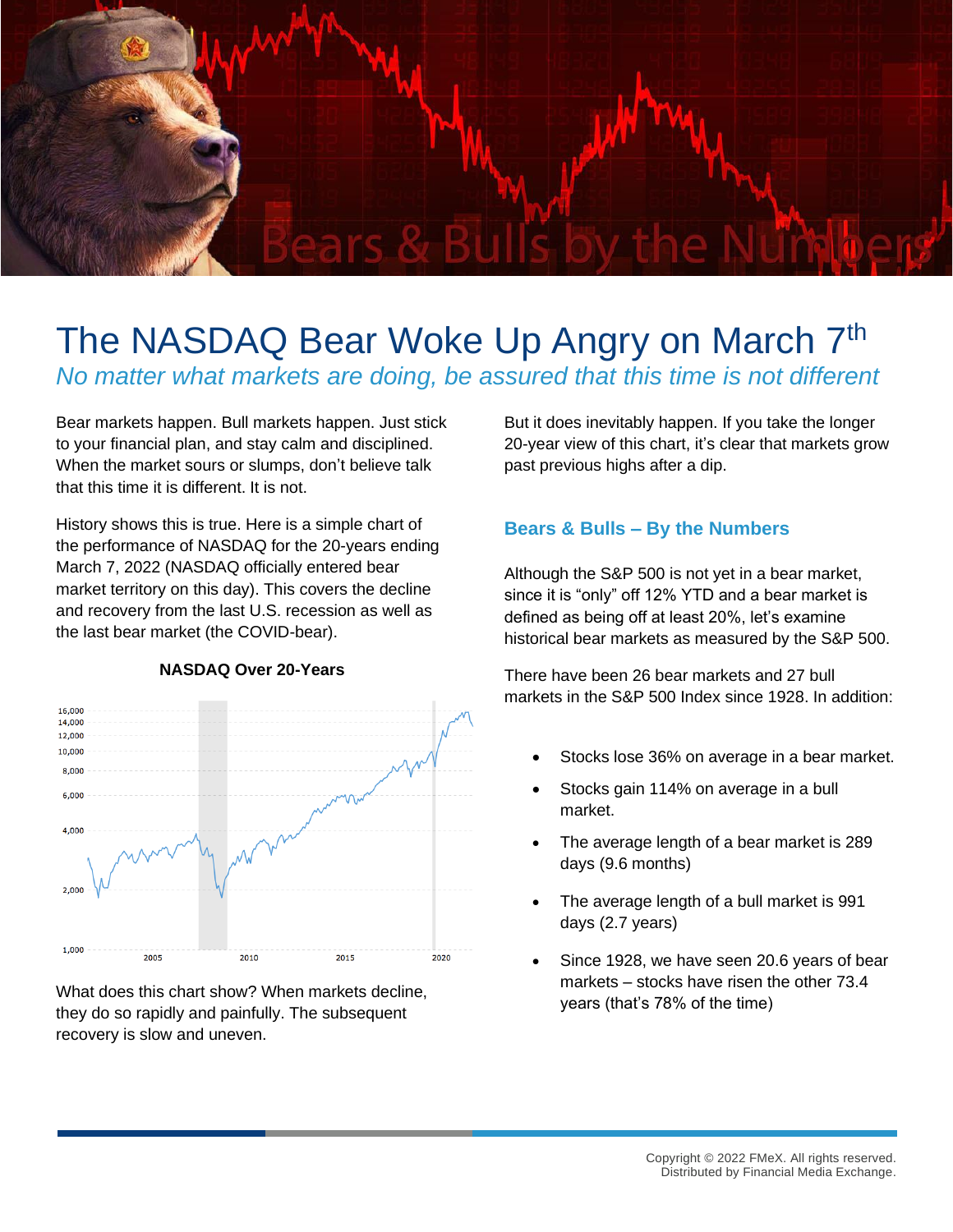# The NASDAQ Bear Woke Up Angry on March 7th

*No matter what markets are doing, be assured that this time is not different*

Bear markets happen. Bull markets happen. Just stick to your financial plan, and stay calm and disciplined. When the market sours or slumps, don't believe talk that this time it is different. It is not.

History shows this is true. Here is a simple chart of the performance of NASDAQ for the 20-years ending March 7, 2022 (NASDAQ officially entered bear market territory on this day). This covers the decline and recovery from the last U.S. recession as well as the last bear market (the COVID-bear).

**NASDAQ Over 20-Years**

What does this chart show? When markets decline, they do so rapidly and painfully. The subsequent recovery is slow and uneven.

But it does inevitably happen. If you take the longer 20-year view of this chart, it's clear that markets grow past previous highs after a dip.

## Bears & Bulls – By the Numbers

Although the S&P 500 is not yet in a bear market, since it is "only" off 12% YTD and a bear market is defined as being off at least 20%, let's examine historical bear markets as measured by the S&P 500.

There have been 26 bear markets and 27 bull markets in the S&P 500 Index since 1928. In addition:

- Stocks lose 36% on average in a bear market.
- Stocks gain 114% on average in a bull market.
- The average length of a bear market is 289 days (9.6 months)
- The average length of a bull market is 991 days (2.7 years)
- Since 1928, we have seen 20.6 years of bear markets – stocks have risen the other 73.4 years (that's 78% of the time)

Copyright © 2022 FMeX. All rights reserved.
Distributed by Financial Media Exchange.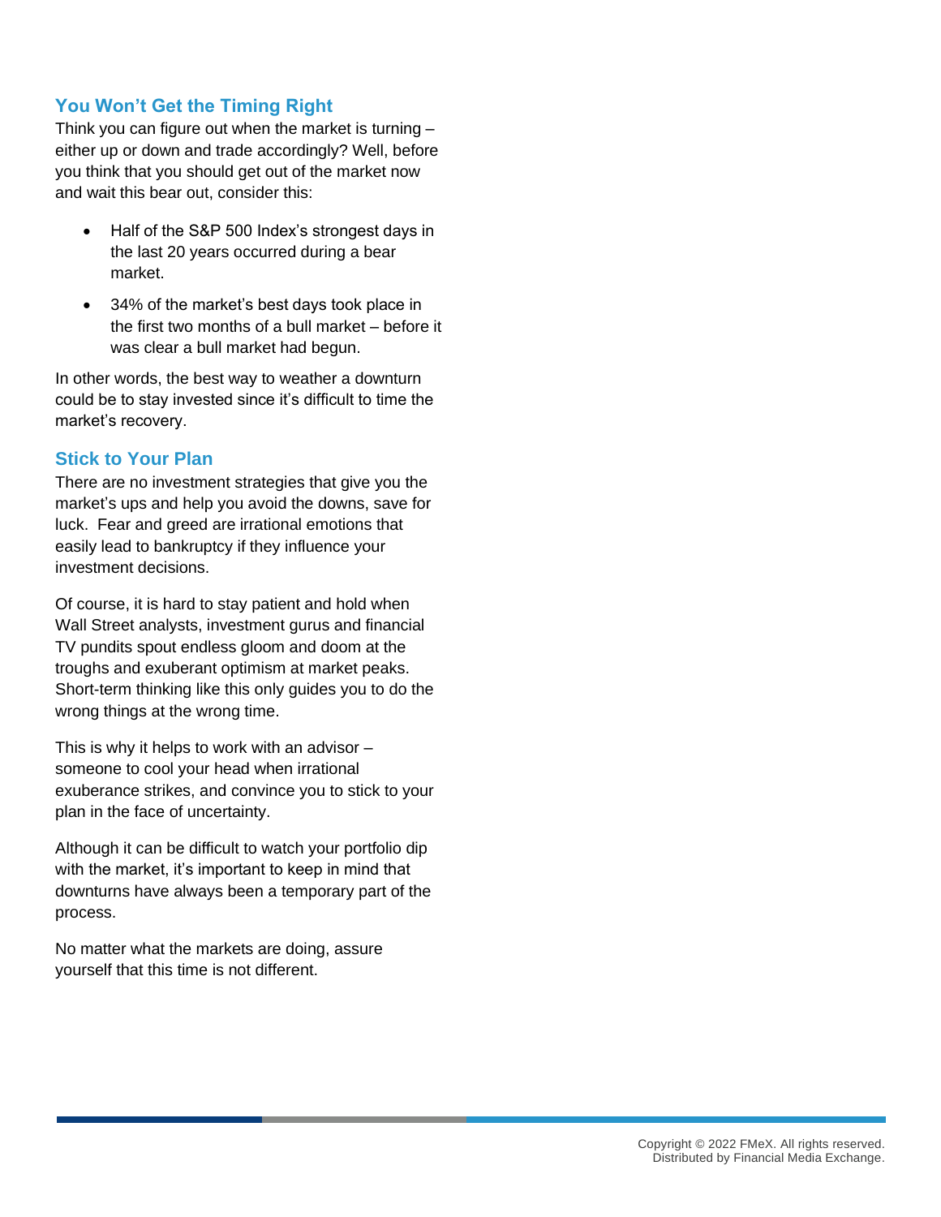## You Won't Get the Timing Right

Think you can figure out when the market is turning – either up or down and trade accordingly? Well, before you think that you should get out of the market now and wait this bear out, consider this:

- Half of the S&P 500 Index's strongest days in the last 20 years occurred during a bear market.
- 34% of the market's best days took place in the first two months of a bull market – before it was clear a bull market had begun.

In other words, the best way to weather a downturn could be to stay invested since it's difficult to time the market's recovery.

## Stick to Your Plan

There are no investment strategies that give you the market's ups and help you avoid the downs, save for luck. Fear and greed are irrational emotions that easily lead to bankruptcy if they influence your investment decisions.

Of course, it is hard to stay patient and hold when Wall Street analysts, investment gurus and financial TV pundits spout endless gloom and doom at the troughs and exuberant optimism at market peaks. Short-term thinking like this only guides you to do the wrong things at the wrong time.

This is why it helps to work with an advisor – someone to cool your head when irrational exuberance strikes, and convince you to stick to your plan in the face of uncertainty.

Although it can be difficult to watch your portfolio dip with the market, it's important to keep in mind that downturns have always been a temporary part of the process.

No matter what the markets are doing, assure yourself that this time is not different.

Copyright © 2022 FMeX. All rights reserved.
Distributed by Financial Media Exchange.